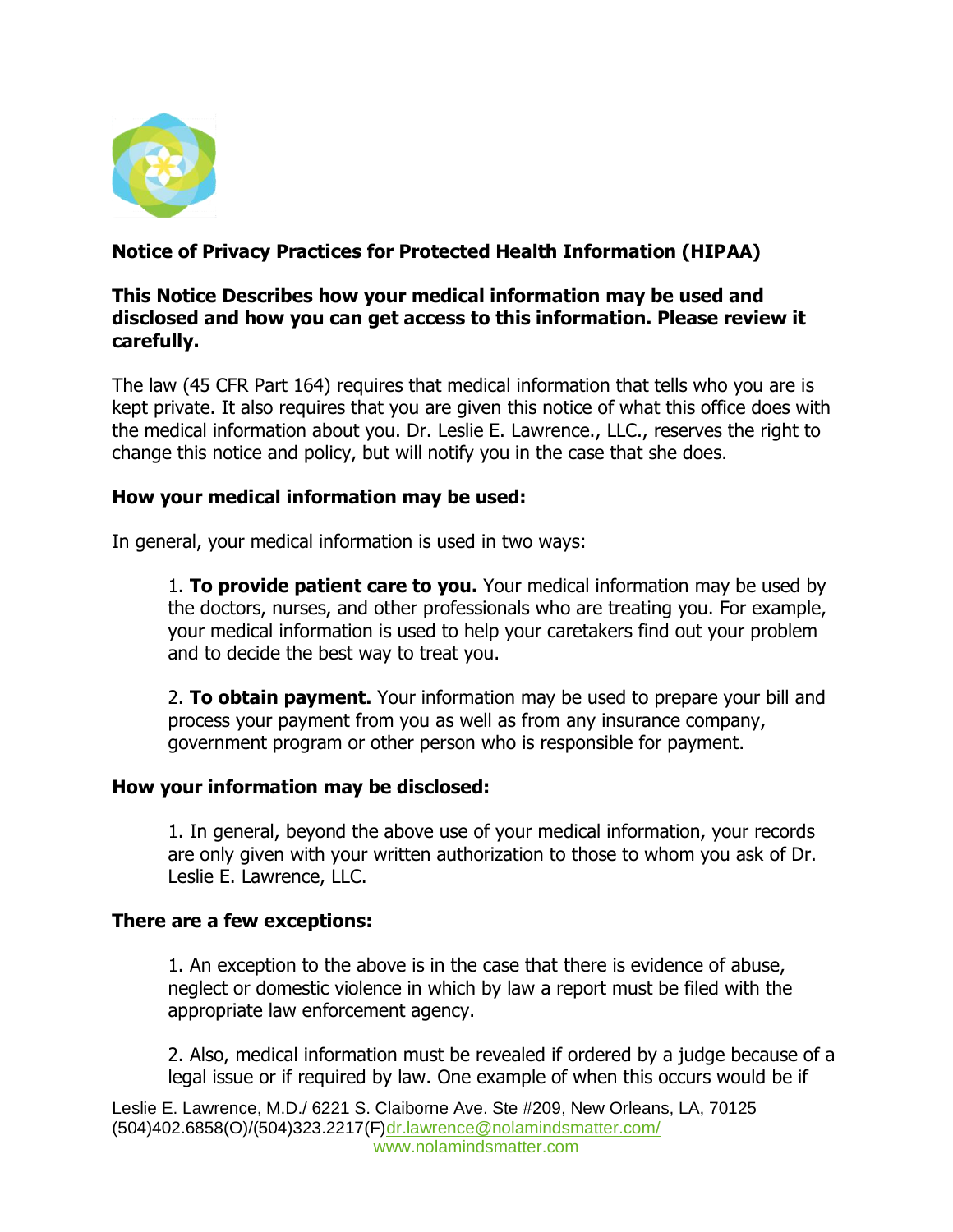**Notice of Privacy Practices for Protected Health Information (HIPAA)**

**This Notice Describes how your medical information may be used and disclosed and how you can get access to this information. Please review it carefully.**

The law (45 CFR Part 164) requires that medical information that tells who you are is kept private. It also requires that you are given this notice of what this office does with the medical information about you. Dr. Leslie E. Lawrence., LLC., reserves the right to change this notice and policy, but will notify you in the case that she does.

**How your medical information may be used:**

In general, your medical information is used in two ways:

1. **To provide patient care to you.** Your medical information may be used by the doctors, nurses, and other professionals who are treating you. For example, your medical information is used to help your caretakers find out your problem and to decide the best way to treat you.

2. **To obtain payment.** Your information may be used to prepare your bill and process your payment from you as well as from any insurance company, government program or other person who is responsible for payment.

**How your information may be disclosed:**

1. In general, beyond the above use of your medical information, your records are only given with your written authorization to those to whom you ask of Dr. Leslie E. Lawrence, LLC.

**There are a few exceptions:**

1. An exception to the above is in the case that there is evidence of abuse, neglect or domestic violence in which by law a report must be filed with the appropriate law enforcement agency.

2. Also, medical information must be revealed if ordered by a judge because of a legal issue or if required by law. One example of when this occurs would be if

Leslie E. Lawrence, M.D./ 6221 S. Claiborne Ave. Ste #209, New Orleans, LA, 70125
(504)402.6858(O)/(504)323.2217(F)dr.lawrence@nolamindsmatter.com/
www.nolamindsmatter.com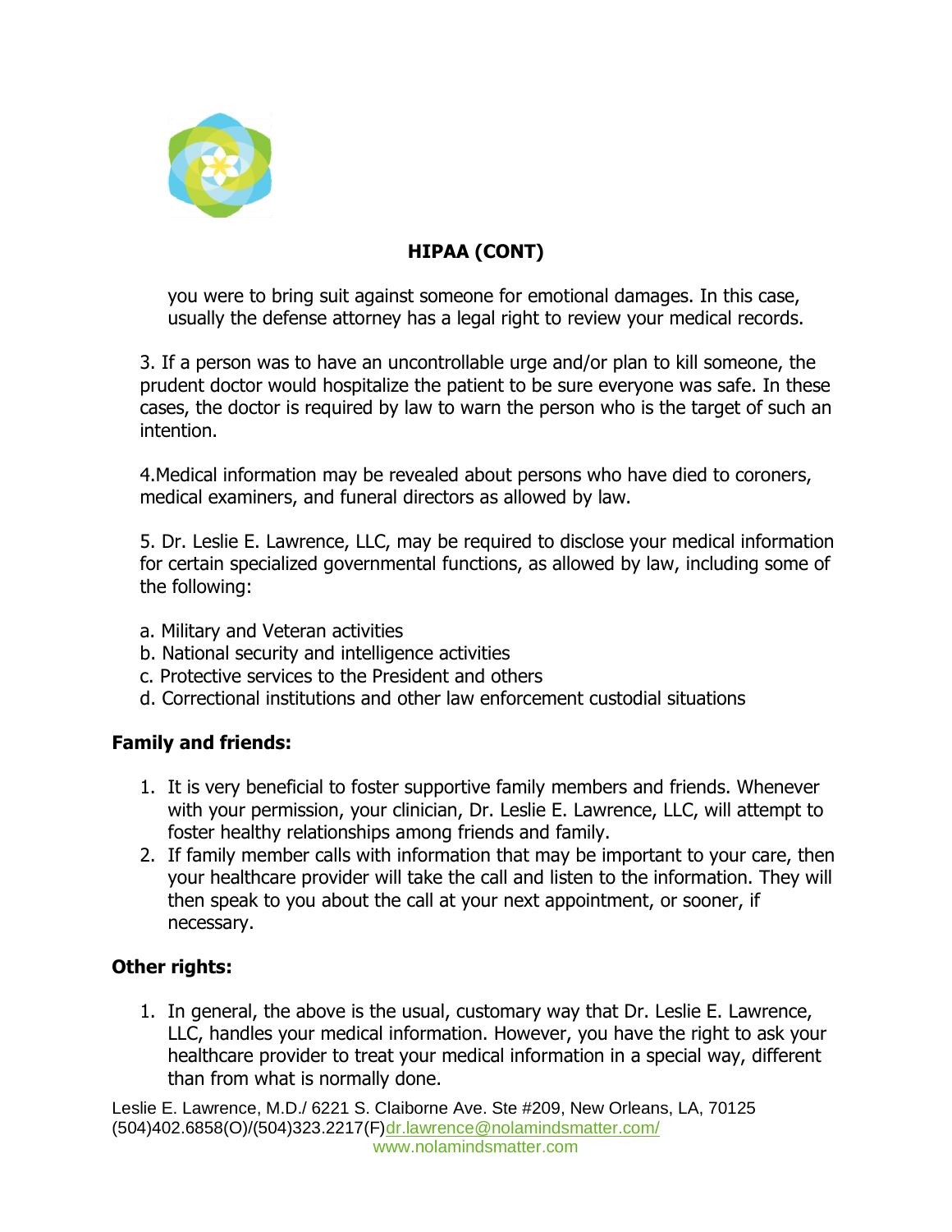## HIPAA (CONT)

you were to bring suit against someone for emotional damages. In this case, usually the defense attorney has a legal right to review your medical records.

3. If a person was to have an uncontrollable urge and/or plan to kill someone, the prudent doctor would hospitalize the patient to be sure everyone was safe. In these cases, the doctor is required by law to warn the person who is the target of such an intention.

4.Medical information may be revealed about persons who have died to coroners, medical examiners, and funeral directors as allowed by law.

5. Dr. Leslie E. Lawrence, LLC, may be required to disclose your medical information for certain specialized governmental functions, as allowed by law, including some of the following:

a. Military and Veteran activities
b. National security and intelligence activities
c. Protective services to the President and others
d. Correctional institutions and other law enforcement custodial situations

### Family and friends:

1. It is very beneficial to foster supportive family members and friends. Whenever with your permission, your clinician, Dr. Leslie E. Lawrence, LLC, will attempt to foster healthy relationships among friends and family.
2. If family member calls with information that may be important to your care, then your healthcare provider will take the call and listen to the information. They will then speak to you about the call at your next appointment, or sooner, if necessary.

### Other rights:

1. In general, the above is the usual, customary way that Dr. Leslie E. Lawrence, LLC, handles your medical information. However, you have the right to ask your healthcare provider to treat your medical information in a special way, different than from what is normally done.

Leslie E. Lawrence, M.D./ 6221 S. Claiborne Ave. Ste #209, New Orleans, LA, 70125
(504)402.6858(O)/(504)323.2217(F)dr.lawrence@nolamindsmatter.com/
www.nolamindsmatter.com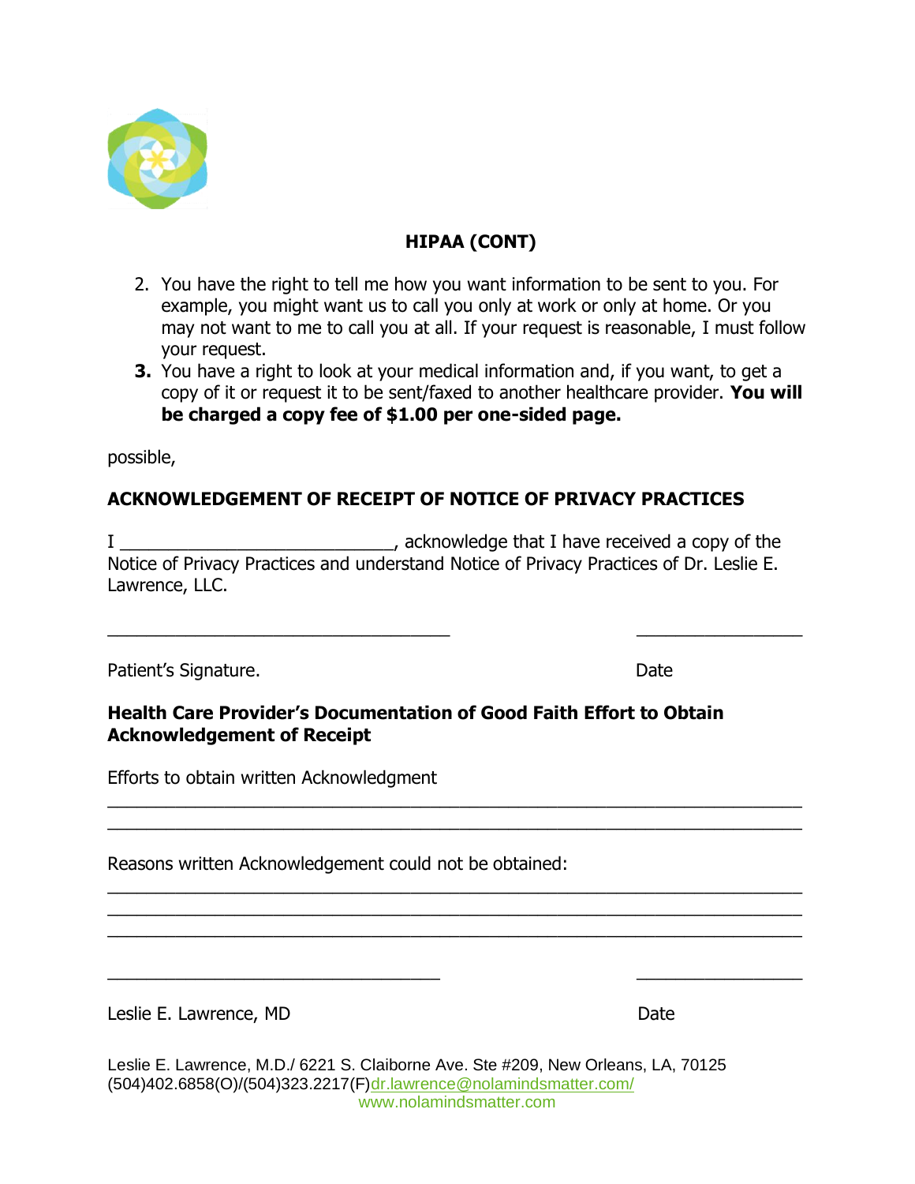## HIPAA (CONT)

2. You have the right to tell me how you want information to be sent to you. For example, you might want us to call you only at work or only at home. Or you may not want to me to call you at all. If your request is reasonable, I must follow your request.
3. You have a right to look at your medical information and, if you want, to get a copy of it or request it to be sent/faxed to another healthcare provider. **You will be charged a copy fee of $1.00 per one-sided page.**

possible,

### ACKNOWLEDGEMENT OF RECEIPT OF NOTICE OF PRIVACY PRACTICES

I ___________________________, acknowledge that I have received a copy of the Notice of Privacy Practices and understand Notice of Privacy Practices of Dr. Leslie E. Lawrence, LLC.

___________________________________ _________________

Patient's Signature. Date

### Health Care Provider's Documentation of Good Faith Effort to Obtain Acknowledgement of Receipt

Efforts to obtain written Acknowledgment

______________________________________________________________________

______________________________________________________________________

Reasons written Acknowledgement could not be obtained:

______________________________________________________________________

______________________________________________________________________

______________________________________________________________________

__________________________________ _________________

Leslie E. Lawrence, MD Date

Leslie E. Lawrence, M.D./ 6221 S. Claiborne Ave. Ste #209, New Orleans, LA, 70125
(504)402.6858(O)/(504)323.2217(F)dr.lawrence@nolamindsmatter.com/
www.nolamindsmatter.com